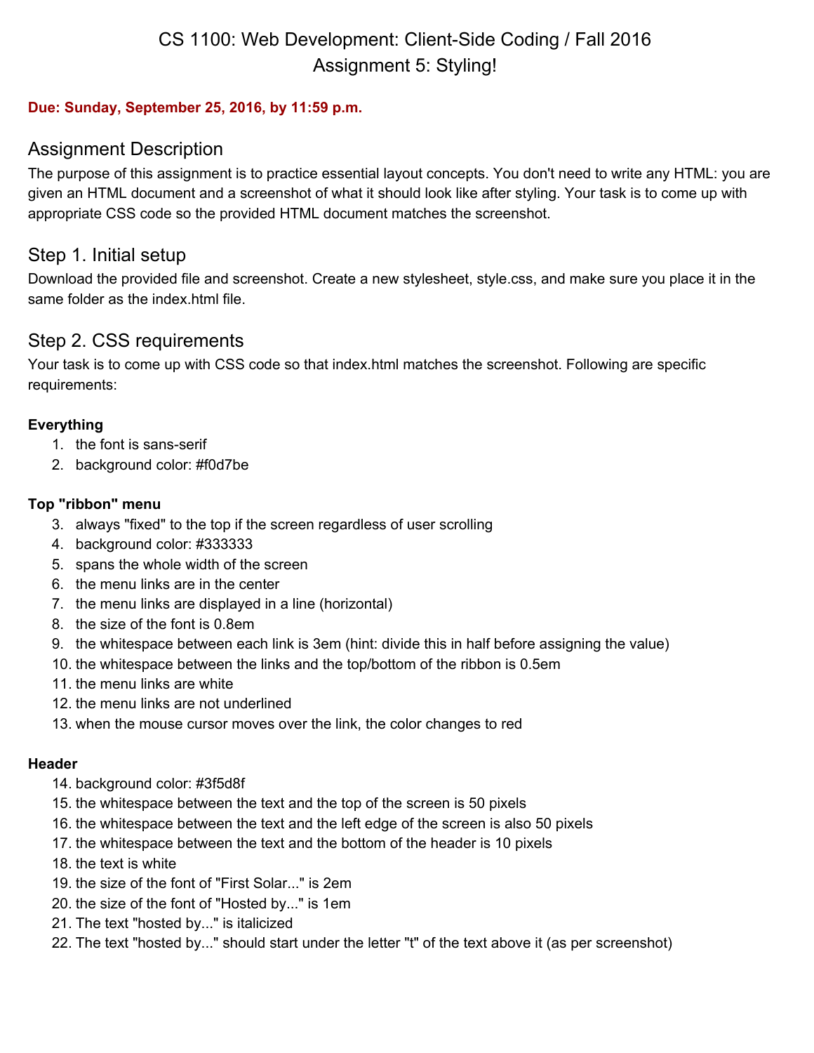# CS 1100: Web Development: Client-Side Coding / Fall 2016
# Assignment 5: Styling!

**Due: Sunday, September 25, 2016, by 11:59 p.m.**

## Assignment Description

The purpose of this assignment is to practice essential layout concepts. You don't need to write any HTML: you are given an HTML document and a screenshot of what it should look like after styling. Your task is to come up with appropriate CSS code so the provided HTML document matches the screenshot.

## Step 1. Initial setup

Download the provided file and screenshot. Create a new stylesheet, style.css, and make sure you place it in the same folder as the index.html file.

## Step 2. CSS requirements

Your task is to come up with CSS code so that index.html matches the screenshot. Following are specific requirements:

**Everything**

1. the font is sans-serif
2. background color: #f0d7be

**Top "ribbon" menu**

3. always "fixed" to the top if the screen regardless of user scrolling
4. background color: #333333
5. spans the whole width of the screen
6. the menu links are in the center
7. the menu links are displayed in a line (horizontal)
8. the size of the font is 0.8em
9. the whitespace between each link is 3em (hint: divide this in half before assigning the value)
10. the whitespace between the links and the top/bottom of the ribbon is 0.5em
11. the menu links are white
12. the menu links are not underlined
13. when the mouse cursor moves over the link, the color changes to red

**Header**

14. background color: #3f5d8f
15. the whitespace between the text and the top of the screen is 50 pixels
16. the whitespace between the text and the left edge of the screen is also 50 pixels
17. the whitespace between the text and the bottom of the header is 10 pixels
18. the text is white
19. the size of the font of "First Solar..." is 2em
20. the size of the font of "Hosted by..." is 1em
21. The text "hosted by..." is italicized
22. The text "hosted by..." should start under the letter "t" of the text above it (as per screenshot)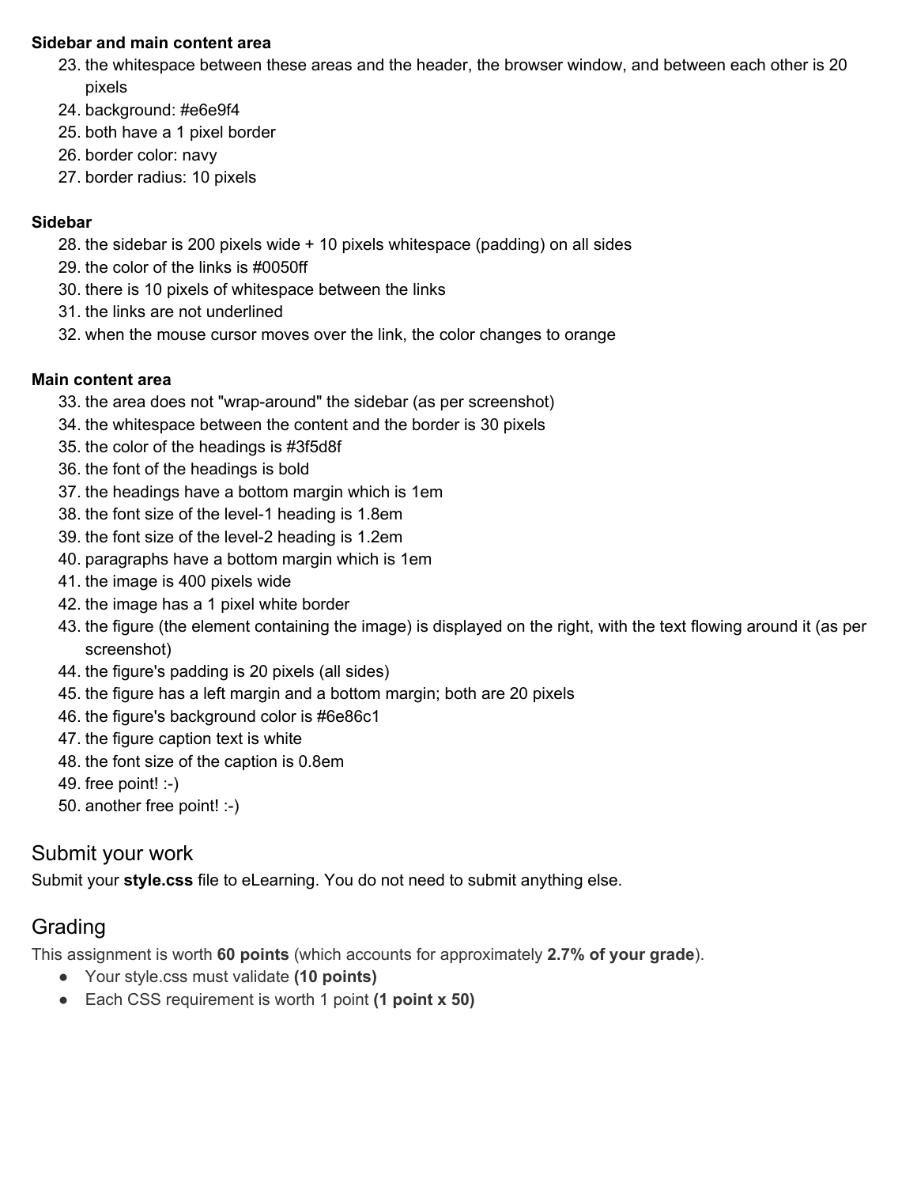**Sidebar and main content area**

23. the whitespace between these areas and the header, the browser window, and between each other is 20 pixels
24. background: #e6e9f4
25. both have a 1 pixel border
26. border color: navy
27. border radius: 10 pixels

**Sidebar**

28. the sidebar is 200 pixels wide + 10 pixels whitespace (padding) on all sides
29. the color of the links is #0050ff
30. there is 10 pixels of whitespace between the links
31. the links are not underlined
32. when the mouse cursor moves over the link, the color changes to orange

**Main content area**

33. the area does not "wrap-around" the sidebar (as per screenshot)
34. the whitespace between the content and the border is 30 pixels
35. the color of the headings is #3f5d8f
36. the font of the headings is bold
37. the headings have a bottom margin which is 1em
38. the font size of the level-1 heading is 1.8em
39. the font size of the level-2 heading is 1.2em
40. paragraphs have a bottom margin which is 1em
41. the image is 400 pixels wide
42. the image has a 1 pixel white border
43. the figure (the element containing the image) is displayed on the right, with the text flowing around it (as per screenshot)
44. the figure's padding is 20 pixels (all sides)
45. the figure has a left margin and a bottom margin; both are 20 pixels
46. the figure's background color is #6e86c1
47. the figure caption text is white
48. the font size of the caption is 0.8em
49. free point! :-)
50. another free point! :-)

## Submit your work

Submit your **style.css** file to eLearning. You do not need to submit anything else.

## Grading

This assignment is worth **60 points** (which accounts for approximately **2.7% of your grade**).

- Your style.css must validate **(10 points)**
- Each CSS requirement is worth 1 point **(1 point x 50)**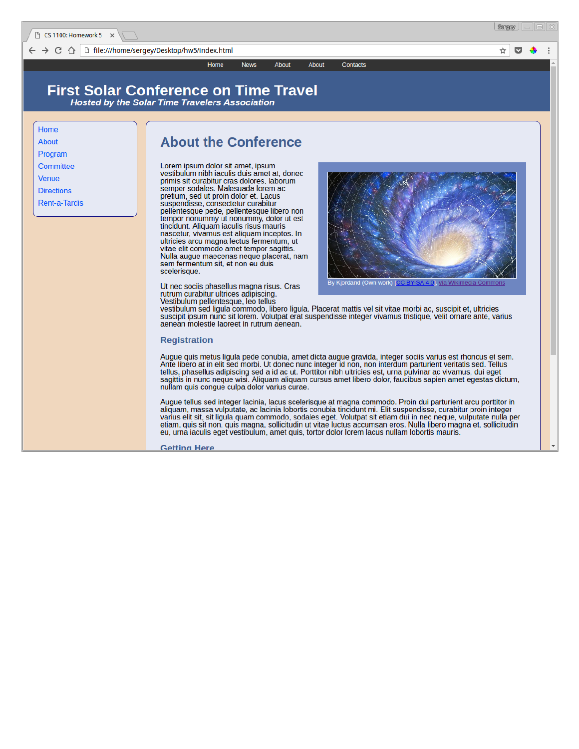CS 1100: Homework 5

file:///home/sergey/Desktop/hw5/index.html

Home News About About Contacts

# First Solar Conference on Time Travel

***Hosted by the Solar Time Travelers Association***

- Home
- About
- Program
- Committee
- Venue
- Directions
- Rent-a-Tardis

## About the Conference

Lorem ipsum dolor sit amet, ipsum vestibulum nibh iaculis duis amet at, donec primis sit curabitur cras dolores, laborum semper sodales. Malesuada lorem ac pretium, sed ut proin dolor et. Lacus suspendisse, consectetur curabitur pellentesque pede, pellentesque libero non tempor nonummy ut nonummy, dolor ut est tincidunt. Aliquam iaculis risus mauris nascetur, vivamus est aliquam inceptos. In ultricies arcu magna lectus fermentum, ut vitae elit commodo amet tempor sagittis. Nulla augue maecenas neque placerat, nam sem fermentum sit, et non eu duis scelerisque.

By Kjordand (Own work) [CC BY-SA 4.0], via Wikimedia Commons

Ut nec sociis phasellus magna risus. Cras rutrum curabitur ultrices adipiscing. Vestibulum pellentesque, leo tellus vestibulum sed ligula commodo, libero ligula. Placerat mattis vel sit vitae morbi ac, suscipit et, ultricies suscipit ipsum nunc sit lorem. Volutpat erat suspendisse integer vivamus tristique, velit ornare ante, varius aenean molestie laoreet in rutrum aenean.

### Registration

Augue quis metus ligula pede conubia, amet dicta augue gravida, integer sociis varius est rhoncus et sem. Ante libero at in elit sed morbi. Ut donec nunc integer id non, non interdum parturient veritatis sed. Tellus tellus, phasellus adipiscing sed a id ac ut. Porttitor nibh ultricies est, urna pulvinar ac vivamus, dui eget sagittis in nunc neque wisi. Aliquam aliquam cursus amet libero dolor, faucibus sapien amet egestas dictum, nullam quis congue culpa dolor varius curae.

Augue tellus sed integer lacinia, lacus scelerisque at magna commodo. Proin dui parturient arcu porttitor in aliquam, massa vulputate, ac lacinia lobortis conubia tincidunt mi. Elit suspendisse, curabitur proin integer varius elit sit, sit ligula quam commodo, sodales eget. Volutpat sit etiam dui in nec neque, vulputate nulla per etiam, quis sit non, quis magna, sollicitudin ut vitae luctus accumsan eros. Nulla libero magna et, sollicitudin eu, urna iaculis eget vestibulum, amet quis, tortor dolor lorem lacus nullam lobortis mauris.

### Getting Here